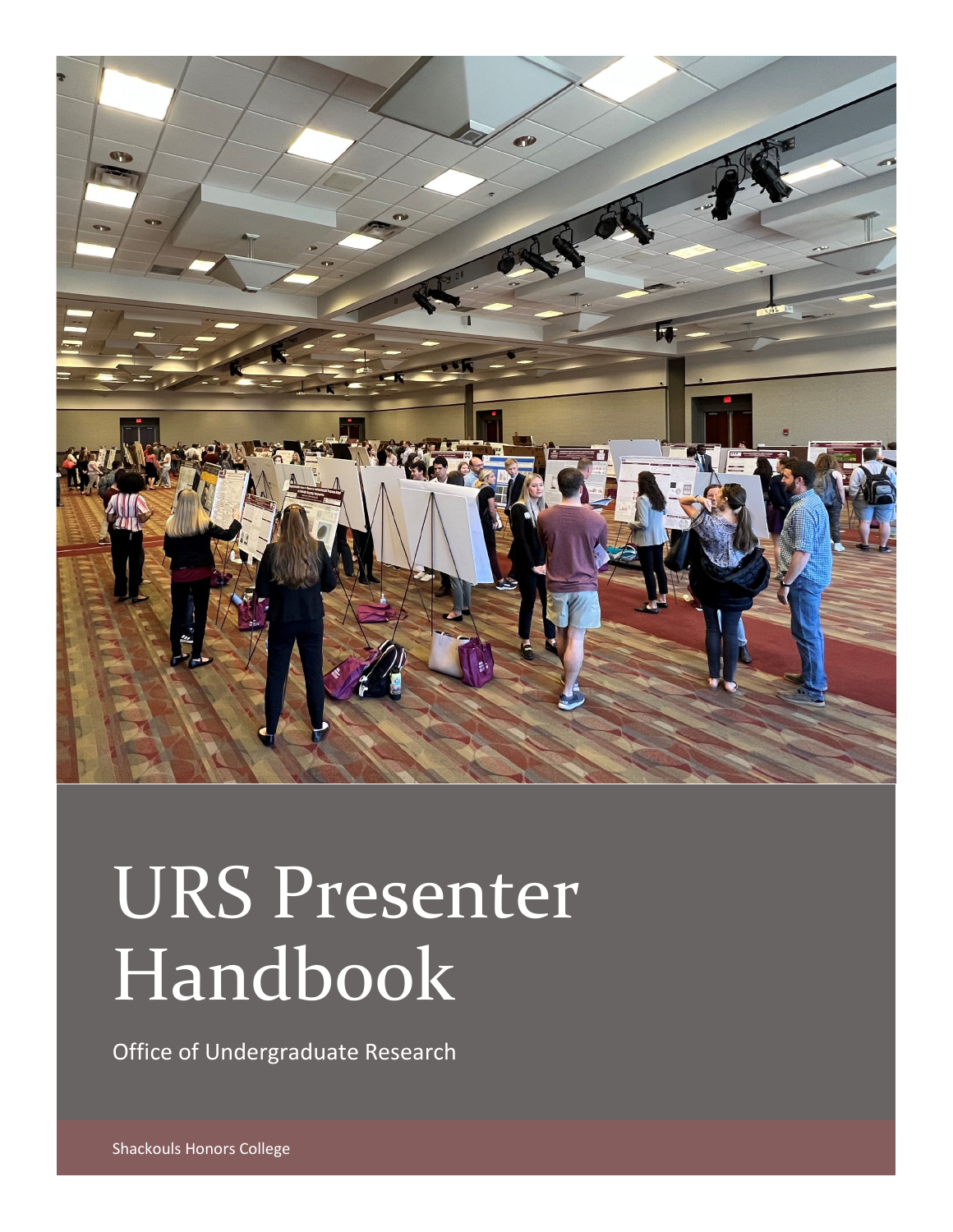# URS Presenter Handbook

Office of Undergraduate Research

Shackouls Honors College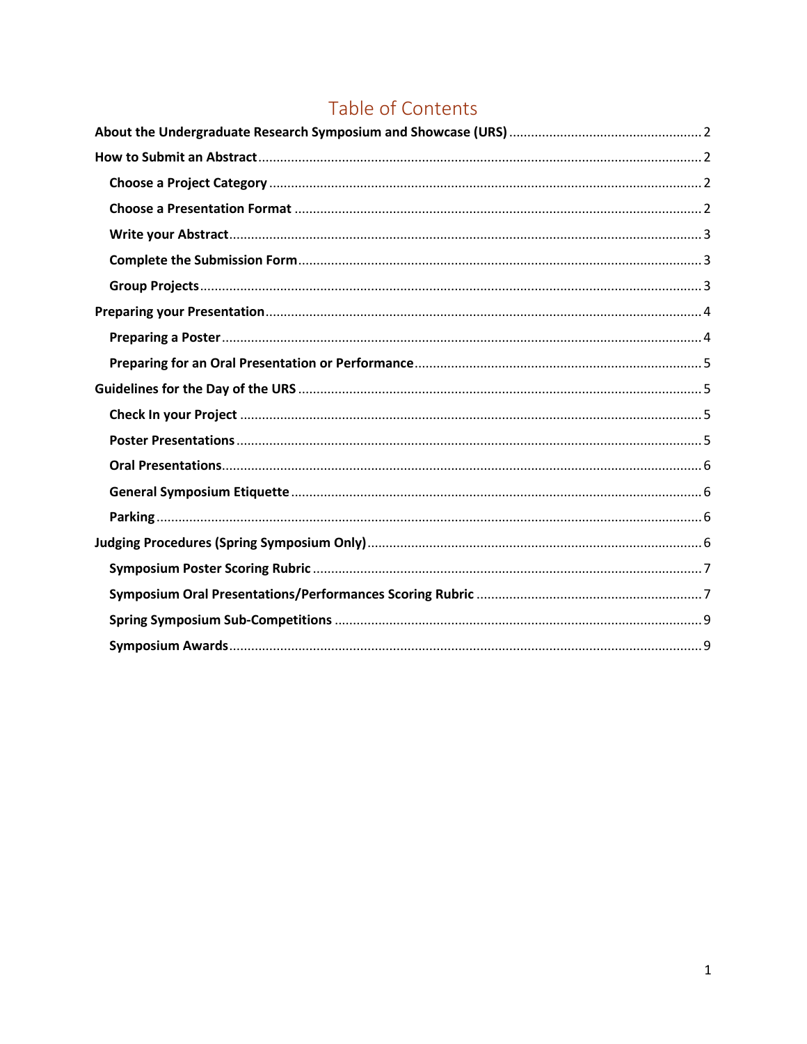# Table of Contents

**About the Undergraduate Research Symposium and Showcase (URS)** .......... 2

**How to Submit an Abstract** .......... 2

- **Choose a Project Category** .......... 2
- **Choose a Presentation Format** .......... 2
- **Write your Abstract** .......... 3
- **Complete the Submission Form** .......... 3
- **Group Projects** .......... 3

**Preparing your Presentation** .......... 4

- **Preparing a Poster** .......... 4
- **Preparing for an Oral Presentation or Performance** .......... 5

**Guidelines for the Day of the URS** .......... 5

- **Check In your Project** .......... 5
- **Poster Presentations** .......... 5
- **Oral Presentations** .......... 6
- **General Symposium Etiquette** .......... 6
- **Parking** .......... 6

**Judging Procedures (Spring Symposium Only)** .......... 6

- **Symposium Poster Scoring Rubric** .......... 7
- **Symposium Oral Presentations/Performances Scoring Rubric** .......... 7
- **Spring Symposium Sub-Competitions** .......... 9
- **Symposium Awards** .......... 9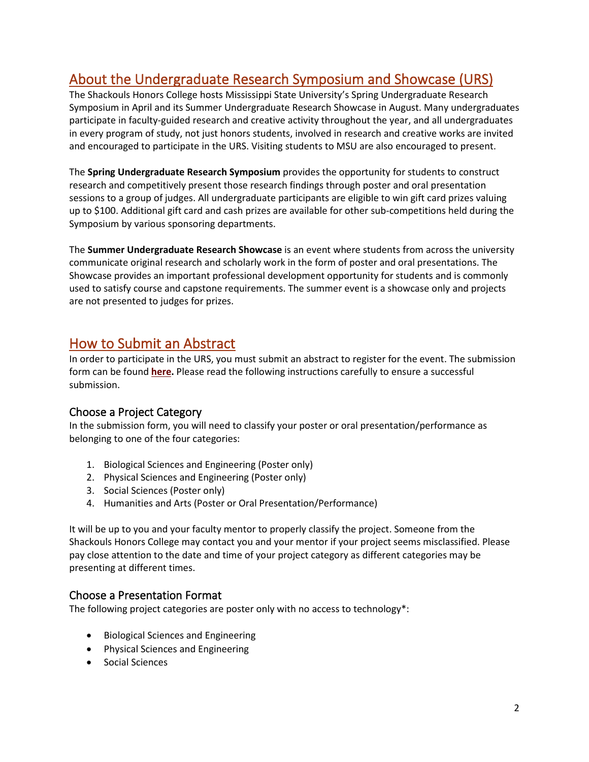## About the Undergraduate Research Symposium and Showcase (URS)

The Shackouls Honors College hosts Mississippi State University's Spring Undergraduate Research Symposium in April and its Summer Undergraduate Research Showcase in August. Many undergraduates participate in faculty-guided research and creative activity throughout the year, and all undergraduates in every program of study, not just honors students, involved in research and creative works are invited and encouraged to participate in the URS. Visiting students to MSU are also encouraged to present.

The **Spring Undergraduate Research Symposium** provides the opportunity for students to construct research and competitively present those research findings through poster and oral presentation sessions to a group of judges. All undergraduate participants are eligible to win gift card prizes valuing up to $100. Additional gift card and cash prizes are available for other sub-competitions held during the Symposium by various sponsoring departments.

The **Summer Undergraduate Research Showcase** is an event where students from across the university communicate original research and scholarly work in the form of poster and oral presentations. The Showcase provides an important professional development opportunity for students and is commonly used to satisfy course and capstone requirements. The summer event is a showcase only and projects are not presented to judges for prizes.

## How to Submit an Abstract

In order to participate in the URS, you must submit an abstract to register for the event. The submission form can be found **here.** Please read the following instructions carefully to ensure a successful submission.

### Choose a Project Category

In the submission form, you will need to classify your poster or oral presentation/performance as belonging to one of the four categories:

1. Biological Sciences and Engineering (Poster only)
2. Physical Sciences and Engineering (Poster only)
3. Social Sciences (Poster only)
4. Humanities and Arts (Poster or Oral Presentation/Performance)

It will be up to you and your faculty mentor to properly classify the project. Someone from the Shackouls Honors College may contact you and your mentor if your project seems misclassified. Please pay close attention to the date and time of your project category as different categories may be presenting at different times.

### Choose a Presentation Format

The following project categories are poster only with no access to technology*:

- Biological Sciences and Engineering
- Physical Sciences and Engineering
- Social Sciences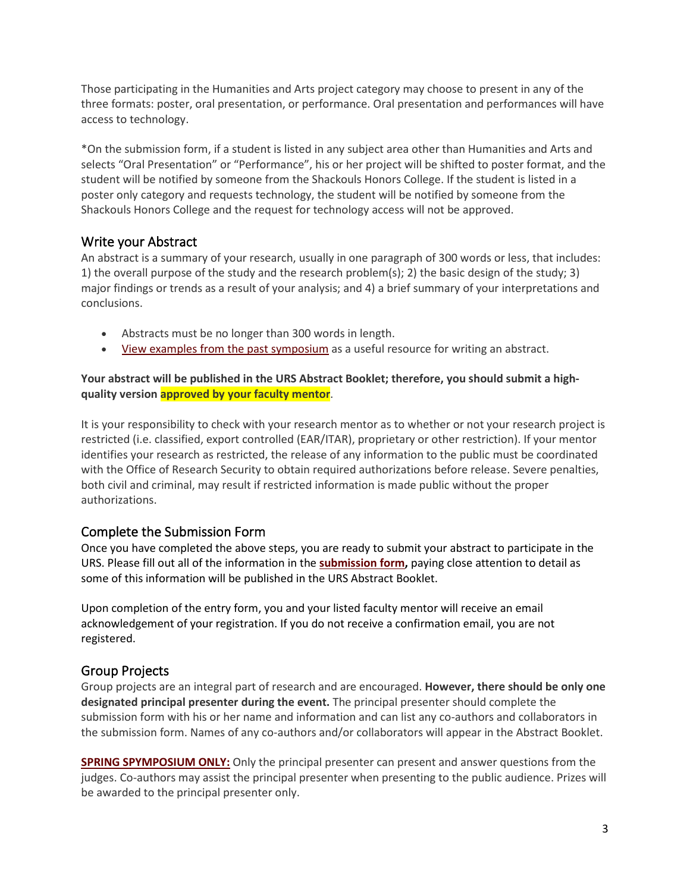Those participating in the Humanities and Arts project category may choose to present in any of the three formats: poster, oral presentation, or performance. Oral presentation and performances will have access to technology.

*On the submission form, if a student is listed in any subject area other than Humanities and Arts and selects "Oral Presentation" or "Performance", his or her project will be shifted to poster format, and the student will be notified by someone from the Shackouls Honors College. If the student is listed in a poster only category and requests technology, the student will be notified by someone from the Shackouls Honors College and the request for technology access will not be approved.

## Write your Abstract

An abstract is a summary of your research, usually in one paragraph of 300 words or less, that includes: 1) the overall purpose of the study and the research problem(s); 2) the basic design of the study; 3) major findings or trends as a result of your analysis; and 4) a brief summary of your interpretations and conclusions.

- Abstracts must be no longer than 300 words in length.
- View examples from the past symposium as a useful resource for writing an abstract.

**Your abstract will be published in the URS Abstract Booklet; therefore, you should submit a high-quality version approved by your faculty mentor.**

It is your responsibility to check with your research mentor as to whether or not your research project is restricted (i.e. classified, export controlled (EAR/ITAR), proprietary or other restriction). If your mentor identifies your research as restricted, the release of any information to the public must be coordinated with the Office of Research Security to obtain required authorizations before release. Severe penalties, both civil and criminal, may result if restricted information is made public without the proper authorizations.

## Complete the Submission Form

Once you have completed the above steps, you are ready to submit your abstract to participate in the URS. Please fill out all of the information in the **submission form,** paying close attention to detail as some of this information will be published in the URS Abstract Booklet.

Upon completion of the entry form, you and your listed faculty mentor will receive an email acknowledgement of your registration. If you do not receive a confirmation email, you are not registered.

## Group Projects

Group projects are an integral part of research and are encouraged. **However, there should be only one designated principal presenter during the event.** The principal presenter should complete the submission form with his or her name and information and can list any co-authors and collaborators in the submission form. Names of any co-authors and/or collaborators will appear in the Abstract Booklet.

**SPRING SPYMPOSIUM ONLY:** Only the principal presenter can present and answer questions from the judges. Co-authors may assist the principal presenter when presenting to the public audience. Prizes will be awarded to the principal presenter only.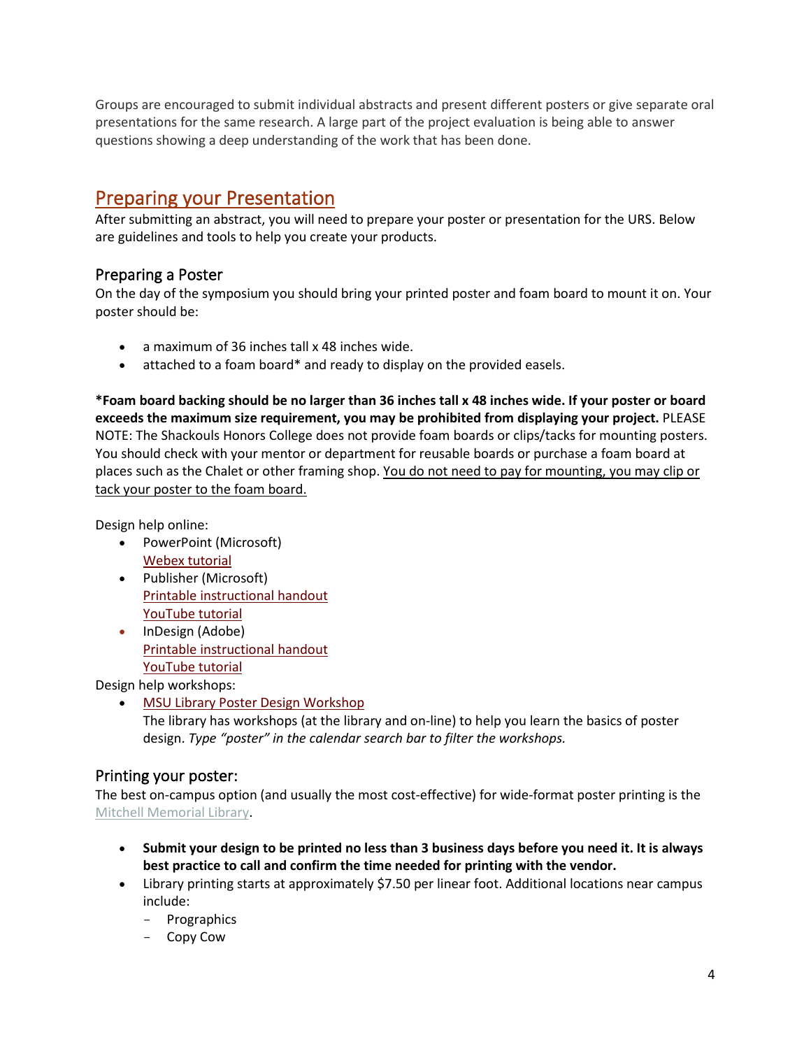Groups are encouraged to submit individual abstracts and present different posters or give separate oral presentations for the same research. A large part of the project evaluation is being able to answer questions showing a deep understanding of the work that has been done.

## Preparing your Presentation

After submitting an abstract, you will need to prepare your poster or presentation for the URS. Below are guidelines and tools to help you create your products.

### Preparing a Poster

On the day of the symposium you should bring your printed poster and foam board to mount it on. Your poster should be:

- a maximum of 36 inches tall x 48 inches wide.
- attached to a foam board* and ready to display on the provided easels.

**\*Foam board backing should be no larger than 36 inches tall x 48 inches wide. If your poster or board exceeds the maximum size requirement, you may be prohibited from displaying your project.** PLEASE NOTE: The Shackouls Honors College does not provide foam boards or clips/tacks for mounting posters. You should check with your mentor or department for reusable boards or purchase a foam board at places such as the Chalet or other framing shop. <u>You do not need to pay for mounting, you may clip or tack your poster to the foam board.</u>

Design help online:

- PowerPoint (Microsoft)
  Webex tutorial
- Publisher (Microsoft)
  Printable instructional handout
  YouTube tutorial
- InDesign (Adobe)
  Printable instructional handout
  YouTube tutorial

Design help workshops:

- MSU Library Poster Design Workshop
  The library has workshops (at the library and on-line) to help you learn the basics of poster design. *Type "poster" in the calendar search bar to filter the workshops.*

### Printing your poster:

The best on-campus option (and usually the most cost-effective) for wide-format poster printing is the Mitchell Memorial Library.

- **Submit your design to be printed no less than 3 business days before you need it. It is always best practice to call and confirm the time needed for printing with the vendor.**
- Library printing starts at approximately $7.50 per linear foot. Additional locations near campus include:
  - Prographics
  - Copy Cow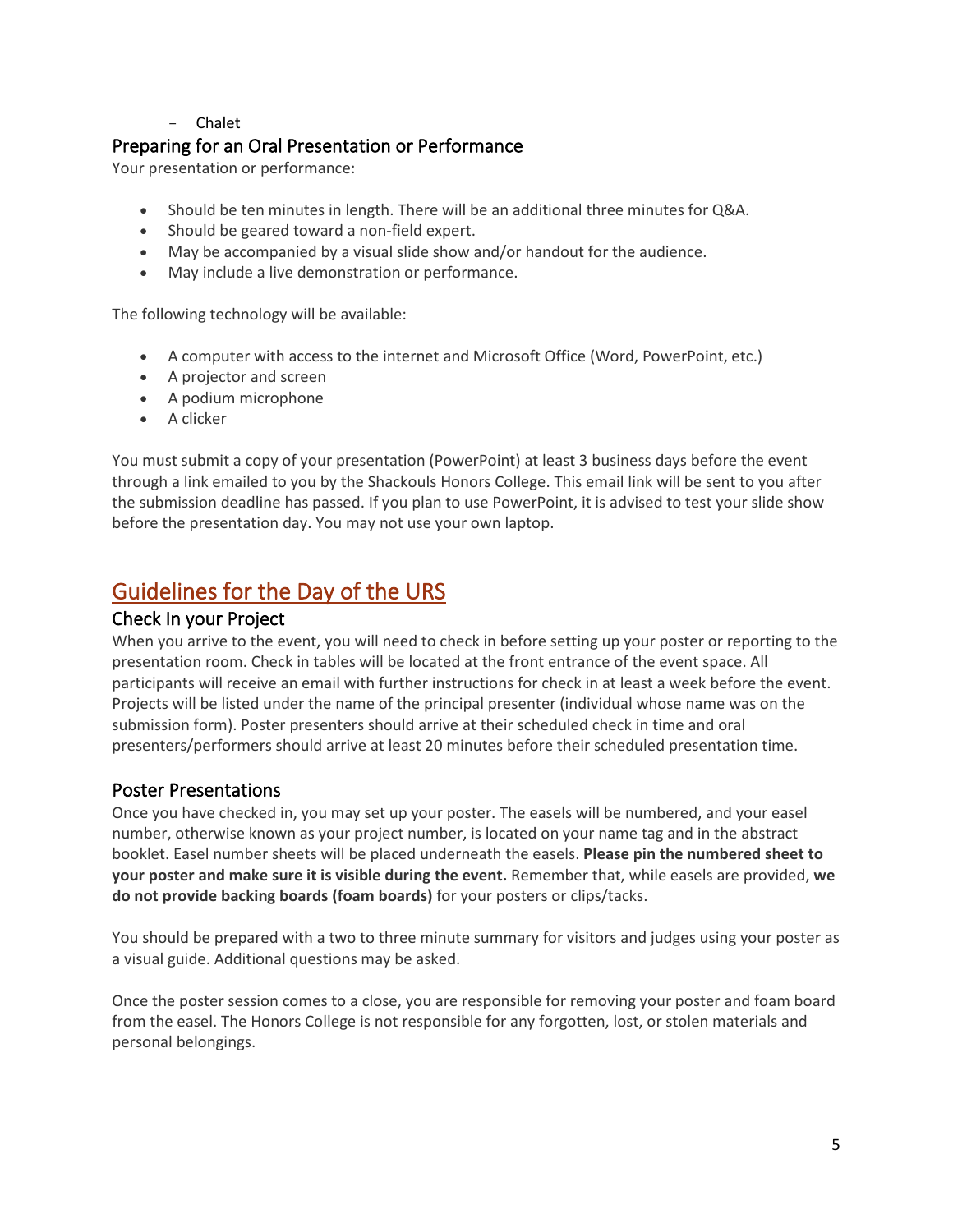- Chalet

### Preparing for an Oral Presentation or Performance

Your presentation or performance:

- Should be ten minutes in length. There will be an additional three minutes for Q&A.
- Should be geared toward a non-field expert.
- May be accompanied by a visual slide show and/or handout for the audience.
- May include a live demonstration or performance.

The following technology will be available:

- A computer with access to the internet and Microsoft Office (Word, PowerPoint, etc.)
- A projector and screen
- A podium microphone
- A clicker

You must submit a copy of your presentation (PowerPoint) at least 3 business days before the event through a link emailed to you by the Shackouls Honors College. This email link will be sent to you after the submission deadline has passed. If you plan to use PowerPoint, it is advised to test your slide show before the presentation day. You may not use your own laptop.

## Guidelines for the Day of the URS

### Check In your Project

When you arrive to the event, you will need to check in before setting up your poster or reporting to the presentation room. Check in tables will be located at the front entrance of the event space. All participants will receive an email with further instructions for check in at least a week before the event. Projects will be listed under the name of the principal presenter (individual whose name was on the submission form). Poster presenters should arrive at their scheduled check in time and oral presenters/performers should arrive at least 20 minutes before their scheduled presentation time.

### Poster Presentations

Once you have checked in, you may set up your poster. The easels will be numbered, and your easel number, otherwise known as your project number, is located on your name tag and in the abstract booklet. Easel number sheets will be placed underneath the easels. **Please pin the numbered sheet to your poster and make sure it is visible during the event.** Remember that, while easels are provided, **we do not provide backing boards (foam boards)** for your posters or clips/tacks.

You should be prepared with a two to three minute summary for visitors and judges using your poster as a visual guide. Additional questions may be asked.

Once the poster session comes to a close, you are responsible for removing your poster and foam board from the easel. The Honors College is not responsible for any forgotten, lost, or stolen materials and personal belongings.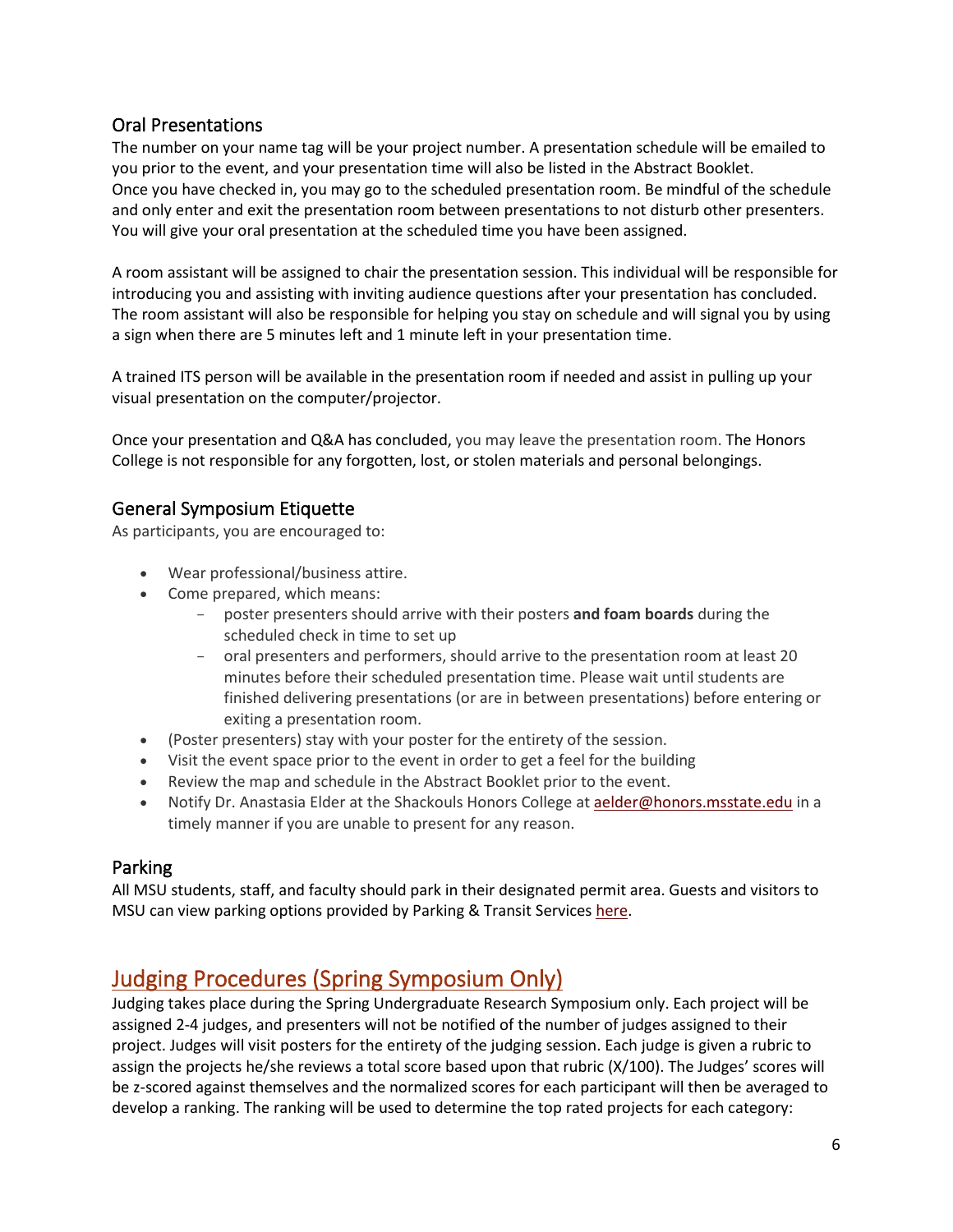## Oral Presentations

The number on your name tag will be your project number. A presentation schedule will be emailed to you prior to the event, and your presentation time will also be listed in the Abstract Booklet. Once you have checked in, you may go to the scheduled presentation room. Be mindful of the schedule and only enter and exit the presentation room between presentations to not disturb other presenters. You will give your oral presentation at the scheduled time you have been assigned.

A room assistant will be assigned to chair the presentation session. This individual will be responsible for introducing you and assisting with inviting audience questions after your presentation has concluded. The room assistant will also be responsible for helping you stay on schedule and will signal you by using a sign when there are 5 minutes left and 1 minute left in your presentation time.

A trained ITS person will be available in the presentation room if needed and assist in pulling up your visual presentation on the computer/projector.

Once your presentation and Q&A has concluded, you may leave the presentation room. The Honors College is not responsible for any forgotten, lost, or stolen materials and personal belongings.

## General Symposium Etiquette

As participants, you are encouraged to:

- Wear professional/business attire.
- Come prepared, which means:
  - poster presenters should arrive with their posters **and foam boards** during the scheduled check in time to set up
  - oral presenters and performers, should arrive to the presentation room at least 20 minutes before their scheduled presentation time. Please wait until students are finished delivering presentations (or are in between presentations) before entering or exiting a presentation room.
- (Poster presenters) stay with your poster for the entirety of the session.
- Visit the event space prior to the event in order to get a feel for the building
- Review the map and schedule in the Abstract Booklet prior to the event.
- Notify Dr. Anastasia Elder at the Shackouls Honors College at aelder@honors.msstate.edu in a timely manner if you are unable to present for any reason.

## Parking

All MSU students, staff, and faculty should park in their designated permit area. Guests and visitors to MSU can view parking options provided by Parking & Transit Services here.

# Judging Procedures (Spring Symposium Only)

Judging takes place during the Spring Undergraduate Research Symposium only. Each project will be assigned 2-4 judges, and presenters will not be notified of the number of judges assigned to their project. Judges will visit posters for the entirety of the judging session. Each judge is given a rubric to assign the projects he/she reviews a total score based upon that rubric (X/100). The Judges' scores will be z-scored against themselves and the normalized scores for each participant will then be averaged to develop a ranking. The ranking will be used to determine the top rated projects for each category: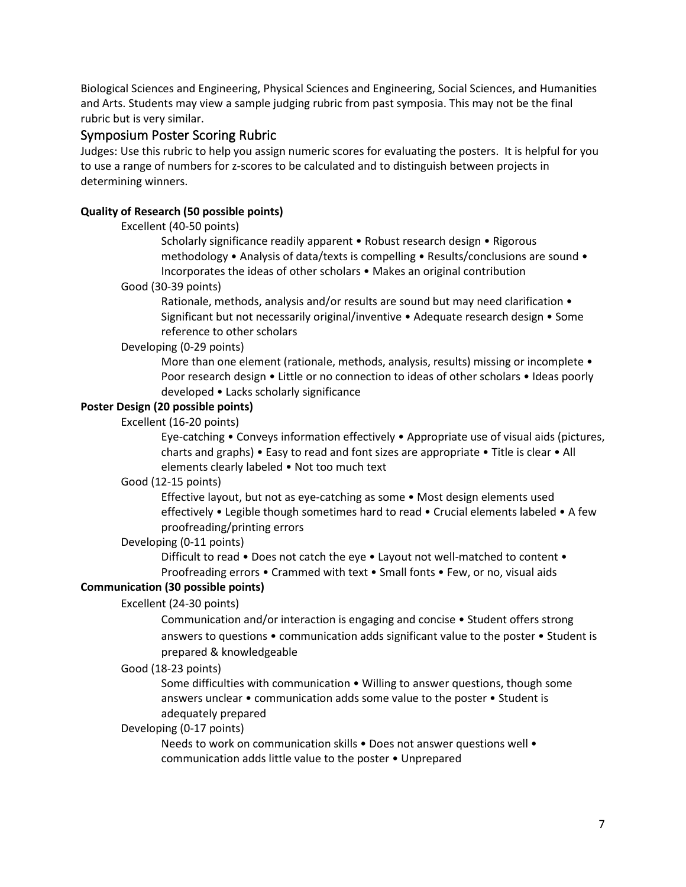Biological Sciences and Engineering, Physical Sciences and Engineering, Social Sciences, and Humanities and Arts. Students may view a sample judging rubric from past symposia. This may not be the final rubric but is very similar.

## Symposium Poster Scoring Rubric

Judges: Use this rubric to help you assign numeric scores for evaluating the posters. It is helpful for you to use a range of numbers for z-scores to be calculated and to distinguish between projects in determining winners.

**Quality of Research (50 possible points)**

Excellent (40-50 points)

Scholarly significance readily apparent • Robust research design • Rigorous methodology • Analysis of data/texts is compelling • Results/conclusions are sound • Incorporates the ideas of other scholars • Makes an original contribution

Good (30-39 points)

Rationale, methods, analysis and/or results are sound but may need clarification • Significant but not necessarily original/inventive • Adequate research design • Some reference to other scholars

Developing (0-29 points)

More than one element (rationale, methods, analysis, results) missing or incomplete • Poor research design • Little or no connection to ideas of other scholars • Ideas poorly developed • Lacks scholarly significance

**Poster Design (20 possible points)**

Excellent (16-20 points)

Eye-catching • Conveys information effectively • Appropriate use of visual aids (pictures, charts and graphs) • Easy to read and font sizes are appropriate • Title is clear • All elements clearly labeled • Not too much text

Good (12-15 points)

Effective layout, but not as eye-catching as some • Most design elements used effectively • Legible though sometimes hard to read • Crucial elements labeled • A few proofreading/printing errors

Developing (0-11 points)

Difficult to read • Does not catch the eye • Layout not well-matched to content • Proofreading errors • Crammed with text • Small fonts • Few, or no, visual aids

**Communication (30 possible points)**

Excellent (24-30 points)

Communication and/or interaction is engaging and concise • Student offers strong answers to questions • communication adds significant value to the poster • Student is prepared & knowledgeable

Good (18-23 points)

Some difficulties with communication • Willing to answer questions, though some answers unclear • communication adds some value to the poster • Student is adequately prepared

Developing (0-17 points)

Needs to work on communication skills • Does not answer questions well • communication adds little value to the poster • Unprepared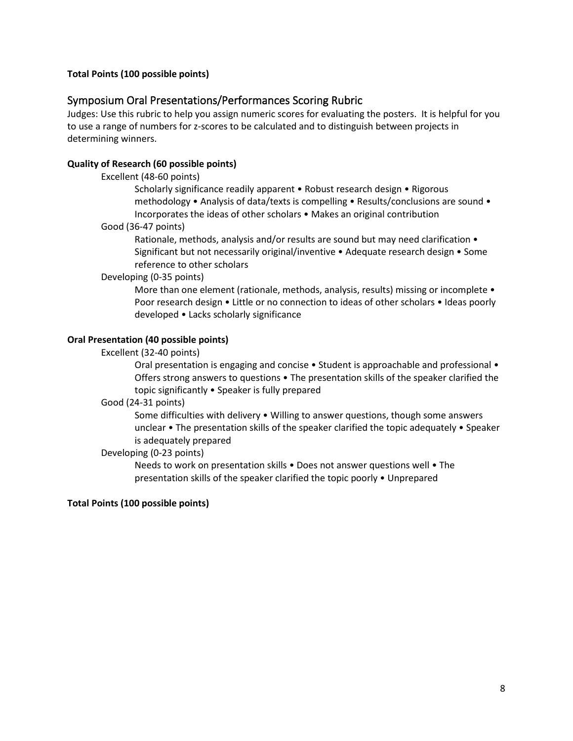**Total Points (100 possible points)**

## Symposium Oral Presentations/Performances Scoring Rubric

Judges: Use this rubric to help you assign numeric scores for evaluating the posters. It is helpful for you to use a range of numbers for z-scores to be calculated and to distinguish between projects in determining winners.

**Quality of Research (60 possible points)**

Excellent (48-60 points)

Scholarly significance readily apparent • Robust research design • Rigorous methodology • Analysis of data/texts is compelling • Results/conclusions are sound • Incorporates the ideas of other scholars • Makes an original contribution

Good (36-47 points)

Rationale, methods, analysis and/or results are sound but may need clarification • Significant but not necessarily original/inventive • Adequate research design • Some reference to other scholars

Developing (0-35 points)

More than one element (rationale, methods, analysis, results) missing or incomplete • Poor research design • Little or no connection to ideas of other scholars • Ideas poorly developed • Lacks scholarly significance

**Oral Presentation (40 possible points)**

Excellent (32-40 points)

Oral presentation is engaging and concise • Student is approachable and professional • Offers strong answers to questions • The presentation skills of the speaker clarified the topic significantly • Speaker is fully prepared

Good (24-31 points)

Some difficulties with delivery • Willing to answer questions, though some answers unclear • The presentation skills of the speaker clarified the topic adequately • Speaker is adequately prepared

Developing (0-23 points)

Needs to work on presentation skills • Does not answer questions well • The presentation skills of the speaker clarified the topic poorly • Unprepared

**Total Points (100 possible points)**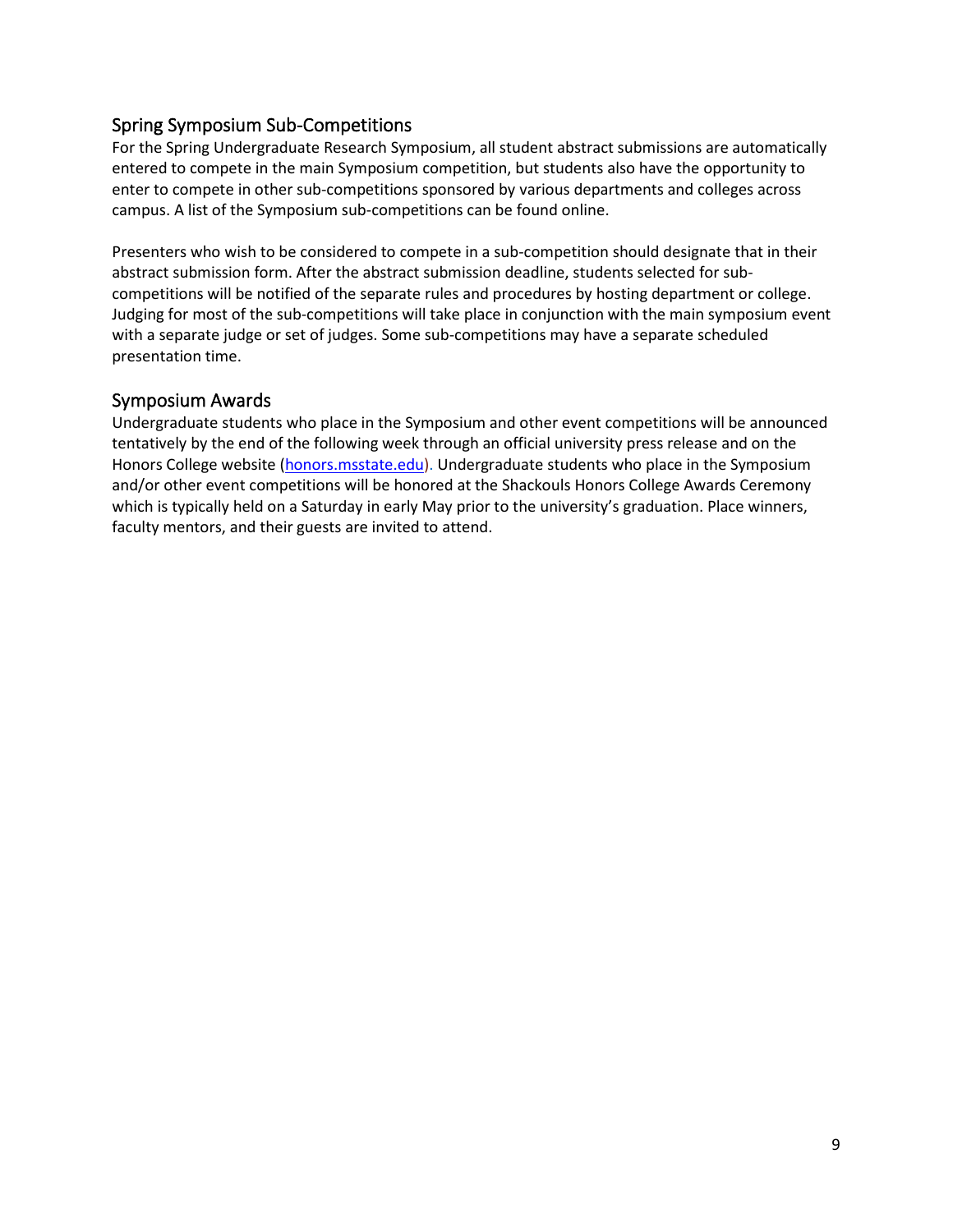## Spring Symposium Sub-Competitions

For the Spring Undergraduate Research Symposium, all student abstract submissions are automatically entered to compete in the main Symposium competition, but students also have the opportunity to enter to compete in other sub-competitions sponsored by various departments and colleges across campus. A list of the Symposium sub-competitions can be found online.

Presenters who wish to be considered to compete in a sub-competition should designate that in their abstract submission form. After the abstract submission deadline, students selected for sub-competitions will be notified of the separate rules and procedures by hosting department or college. Judging for most of the sub-competitions will take place in conjunction with the main symposium event with a separate judge or set of judges. Some sub-competitions may have a separate scheduled presentation time.

## Symposium Awards

Undergraduate students who place in the Symposium and other event competitions will be announced tentatively by the end of the following week through an official university press release and on the Honors College website (honors.msstate.edu). Undergraduate students who place in the Symposium and/or other event competitions will be honored at the Shackouls Honors College Awards Ceremony which is typically held on a Saturday in early May prior to the university's graduation. Place winners, faculty mentors, and their guests are invited to attend.